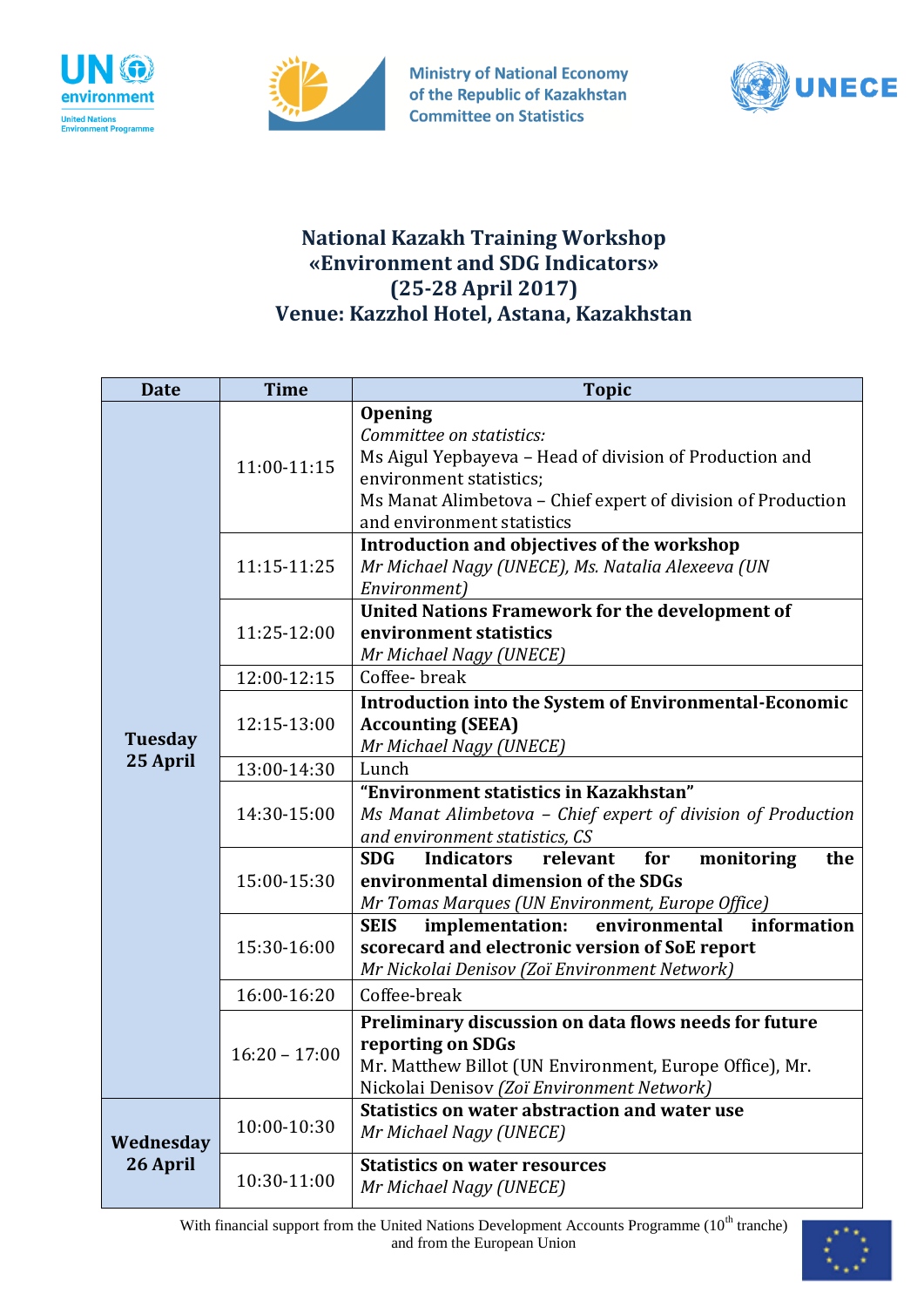Ministry of National Economy of the Republic of Kazakhstan
Committee on Statistics

# National Kazakh Training Workshop
# «Environment and SDG Indicators»
# (25-28 April 2017)
# Venue: Kazzhol Hotel, Astana, Kazakhstan

| Date | Time | Topic |
|---|---|---|
| **Tuesday 25 April** | 11:00-11:15 | **Opening**<br>*Committee on statistics:*<br>Ms Aigul Yepbayeva – Head of division of Production and environment statistics;<br>Ms Manat Alimbetova – Chief expert of division of Production and environment statistics |
| | 11:15-11:25 | **Introduction and objectives of the workshop**<br>*Mr Michael Nagy (UNECE), Ms. Natalia Alexeeva (UN Environment)* |
| | 11:25-12:00 | **United Nations Framework for the development of environment statistics**<br>*Mr Michael Nagy (UNECE)* |
| | 12:00-12:15 | Coffee- break |
| | 12:15-13:00 | **Introduction into the System of Environmental-Economic Accounting (SEEA)**<br>*Mr Michael Nagy (UNECE)* |
| | 13:00-14:30 | Lunch |
| | 14:30-15:00 | **"Environment statistics in Kazakhstan"**<br>*Ms Manat Alimbetova – Chief expert of division of Production and environment statistics, CS* |
| | 15:00-15:30 | **SDG Indicators relevant for monitoring the environmental dimension of the SDGs**<br>*Mr Tomas Marques (UN Environment, Europe Office)* |
| | 15:30-16:00 | **SEIS implementation: environmental information scorecard and electronic version of SoE report**<br>*Mr Nickolai Denisov (Zoï Environment Network)* |
| | 16:00-16:20 | Coffee-break |
| | 16:20 – 17:00 | **Preliminary discussion on data flows needs for future reporting on SDGs**<br>Mr. Matthew Billot (UN Environment, Europe Office), Mr. Nickolai Denisov *(Zoï Environment Network)* |
| **Wednesday 26 April** | 10:00-10:30 | **Statistics on water abstraction and water use**<br>*Mr Michael Nagy (UNECE)* |
| | 10:30-11:00 | **Statistics on water resources**<br>*Mr Michael Nagy (UNECE)* |

With financial support from the United Nations Development Accounts Programme (10th tranche) and from the European Union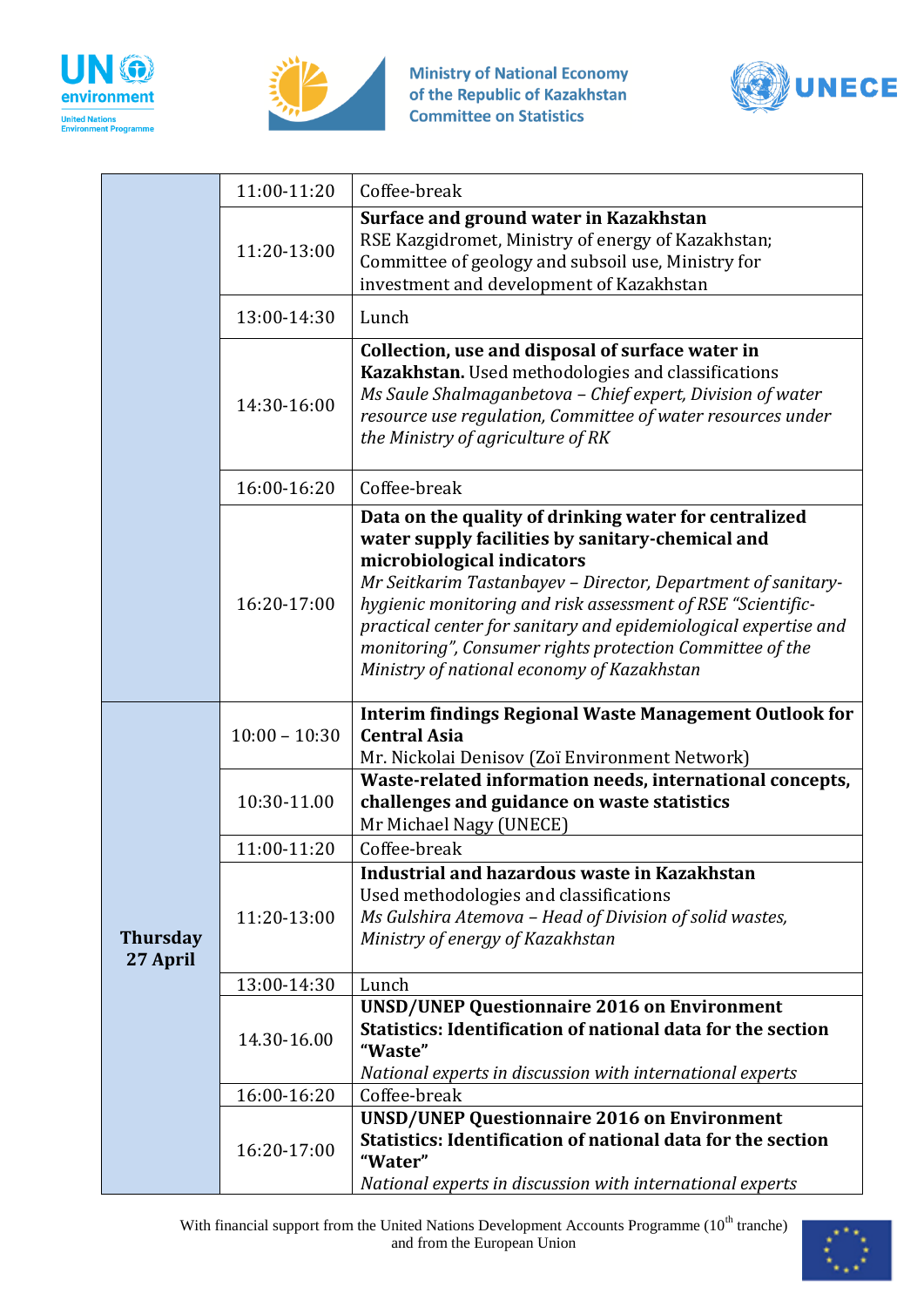Ministry of National Economy of the Republic of Kazakhstan Committee on Statistics

| | | |
|---|---|---|
| | 11:00-11:20 | Coffee-break |
| | 11:20-13:00 | **Surface and ground water in Kazakhstan** RSE Kazgidromet, Ministry of energy of Kazakhstan; Committee of geology and subsoil use, Ministry for investment and development of Kazakhstan |
| | 13:00-14:30 | Lunch |
| | 14:30-16:00 | **Collection, use and disposal of surface water in Kazakhstan.** Used methodologies and classifications *Ms Saule Shalmaganbetova – Chief expert, Division of water resource use regulation, Committee of water resources under the Ministry of agriculture of RK* |
| | 16:00-16:20 | Coffee-break |
| | 16:20-17:00 | **Data on the quality of drinking water for centralized water supply facilities by sanitary-chemical and microbiological indicators** *Mr Seitkarim Tastanbayev – Director, Department of sanitary-hygienic monitoring and risk assessment of RSE "Scientific-practical center for sanitary and epidemiological expertise and monitoring", Consumer rights protection Committee of the Ministry of national economy of Kazakhstan* |
| **Thursday 27 April** | 10:00 – 10:30 | **Interim findings Regional Waste Management Outlook for Central Asia** Mr. Nickolai Denisov (Zoï Environment Network) |
| | 10:30-11.00 | **Waste-related information needs, international concepts, challenges and guidance on waste statistics** Mr Michael Nagy (UNECE) |
| | 11:00-11:20 | Coffee-break |
| | 11:20-13:00 | **Industrial and hazardous waste in Kazakhstan** Used methodologies and classifications *Ms Gulshira Atemova – Head of Division of solid wastes, Ministry of energy of Kazakhstan* |
| | 13:00-14:30 | Lunch |
| | 14.30-16.00 | **UNSD/UNEP Questionnaire 2016 on Environment Statistics: Identification of national data for the section "Waste"** *National experts in discussion with international experts* |
| | 16:00-16:20 | Coffee-break |
| | 16:20-17:00 | **UNSD/UNEP Questionnaire 2016 on Environment Statistics: Identification of national data for the section "Water"** *National experts in discussion with international experts* |

With financial support from the United Nations Development Accounts Programme (10th tranche) and from the European Union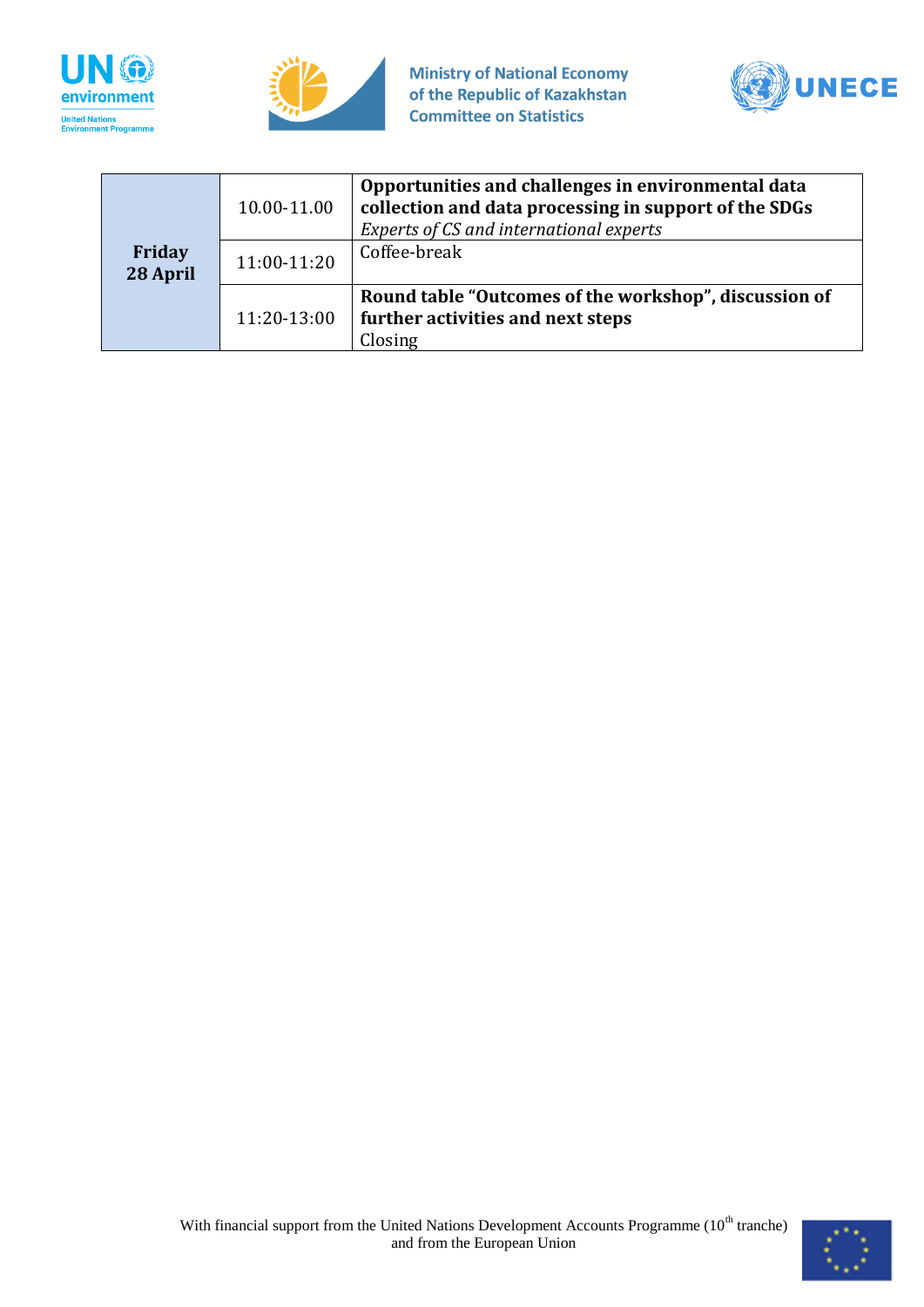Ministry of National Economy of the Republic of Kazakhstan Committee on Statistics

| | | |
|---|---|---|
| **Friday 28 April** | 10.00-11.00 | **Opportunities and challenges in environmental data collection and data processing in support of the SDGs**<br>*Experts of CS and international experts* |
| | 11:00-11:20 | Coffee-break |
| | 11:20-13:00 | **Round table "Outcomes of the workshop", discussion of further activities and next steps**<br>Closing |

With financial support from the United Nations Development Accounts Programme (10th tranche) and from the European Union